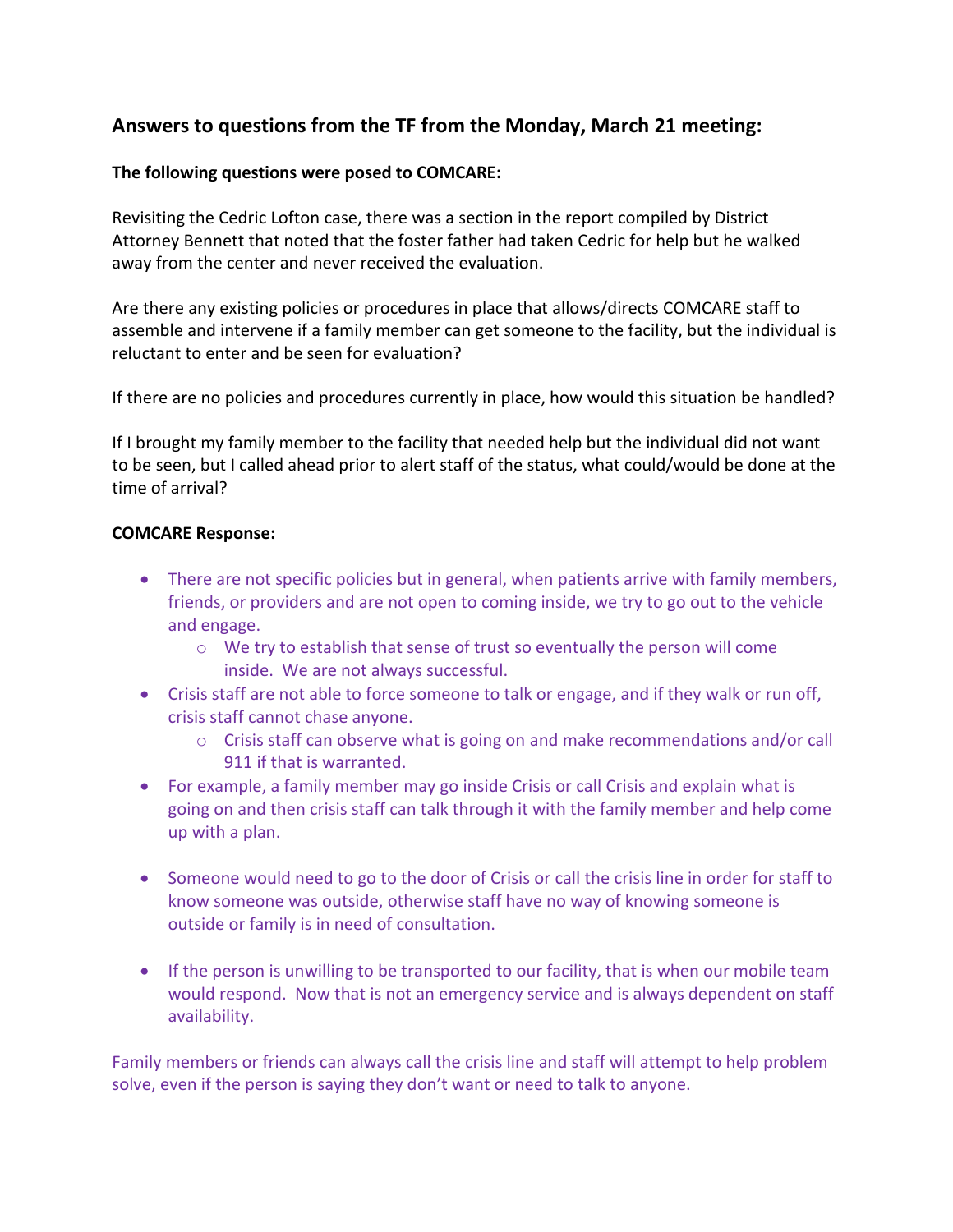## Answers to questions from the TF from the Monday, March 21 meeting:

**The following questions were posed to COMCARE:**

Revisiting the Cedric Lofton case, there was a section in the report compiled by District Attorney Bennett that noted that the foster father had taken Cedric for help but he walked away from the center and never received the evaluation.

Are there any existing policies or procedures in place that allows/directs COMCARE staff to assemble and intervene if a family member can get someone to the facility, but the individual is reluctant to enter and be seen for evaluation?

If there are no policies and procedures currently in place, how would this situation be handled?

If I brought my family member to the facility that needed help but the individual did not want to be seen, but I called ahead prior to alert staff of the status, what could/would be done at the time of arrival?

**COMCARE Response:**

- There are not specific policies but in general, when patients arrive with family members, friends, or providers and are not open to coming inside, we try to go out to the vehicle and engage.
  - We try to establish that sense of trust so eventually the person will come inside. We are not always successful.
- Crisis staff are not able to force someone to talk or engage, and if they walk or run off, crisis staff cannot chase anyone.
  - Crisis staff can observe what is going on and make recommendations and/or call 911 if that is warranted.
- For example, a family member may go inside Crisis or call Crisis and explain what is going on and then crisis staff can talk through it with the family member and help come up with a plan.
- Someone would need to go to the door of Crisis or call the crisis line in order for staff to know someone was outside, otherwise staff have no way of knowing someone is outside or family is in need of consultation.
- If the person is unwilling to be transported to our facility, that is when our mobile team would respond. Now that is not an emergency service and is always dependent on staff availability.

Family members or friends can always call the crisis line and staff will attempt to help problem solve, even if the person is saying they don't want or need to talk to anyone.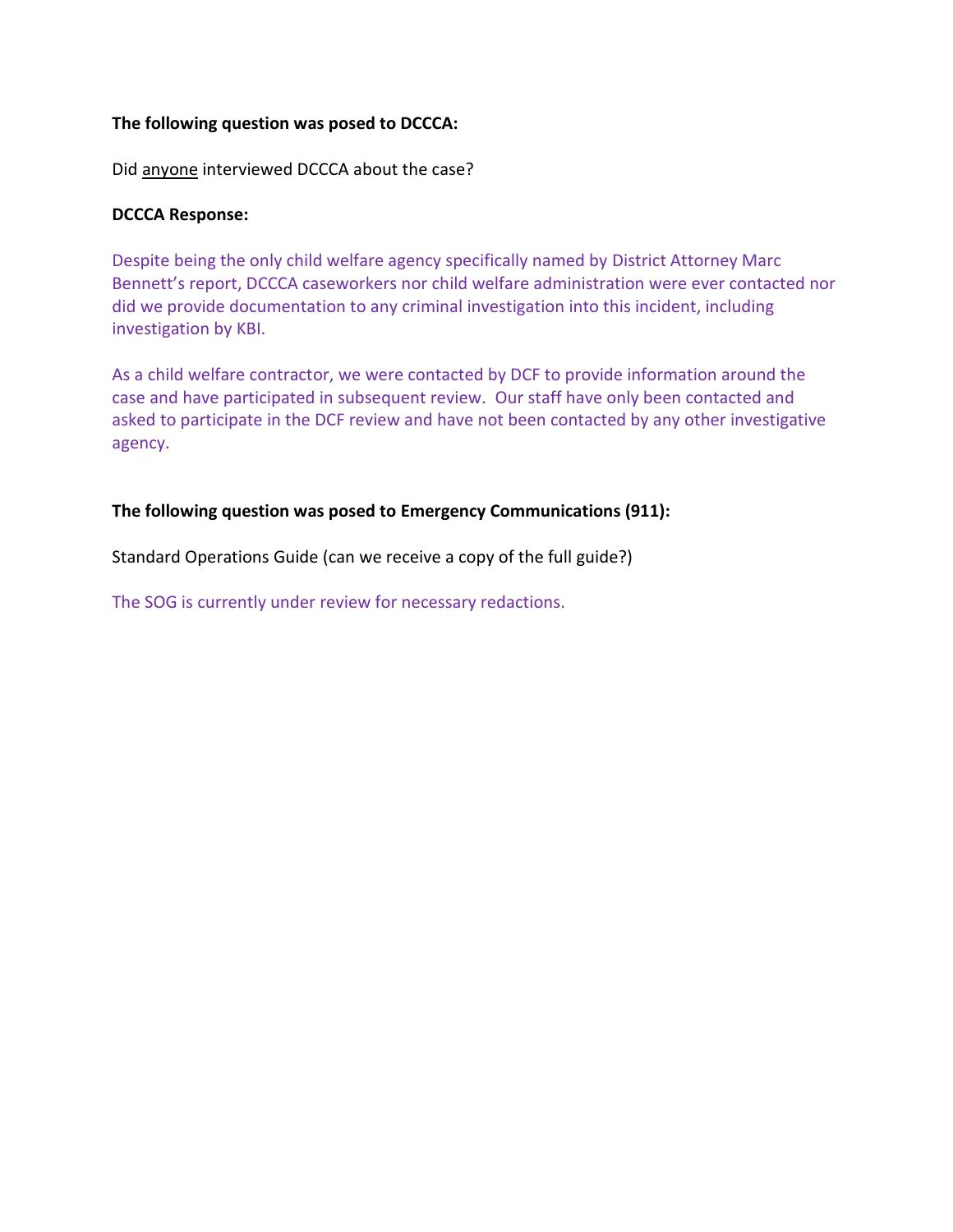**The following question was posed to DCCCA:**

Did anyone interviewed DCCCA about the case?

**DCCCA Response:**

Despite being the only child welfare agency specifically named by District Attorney Marc Bennett's report, DCCCA caseworkers nor child welfare administration were ever contacted nor did we provide documentation to any criminal investigation into this incident, including investigation by KBI.

As a child welfare contractor, we were contacted by DCF to provide information around the case and have participated in subsequent review. Our staff have only been contacted and asked to participate in the DCF review and have not been contacted by any other investigative agency.

**The following question was posed to Emergency Communications (911):**

Standard Operations Guide (can we receive a copy of the full guide?)

The SOG is currently under review for necessary redactions.